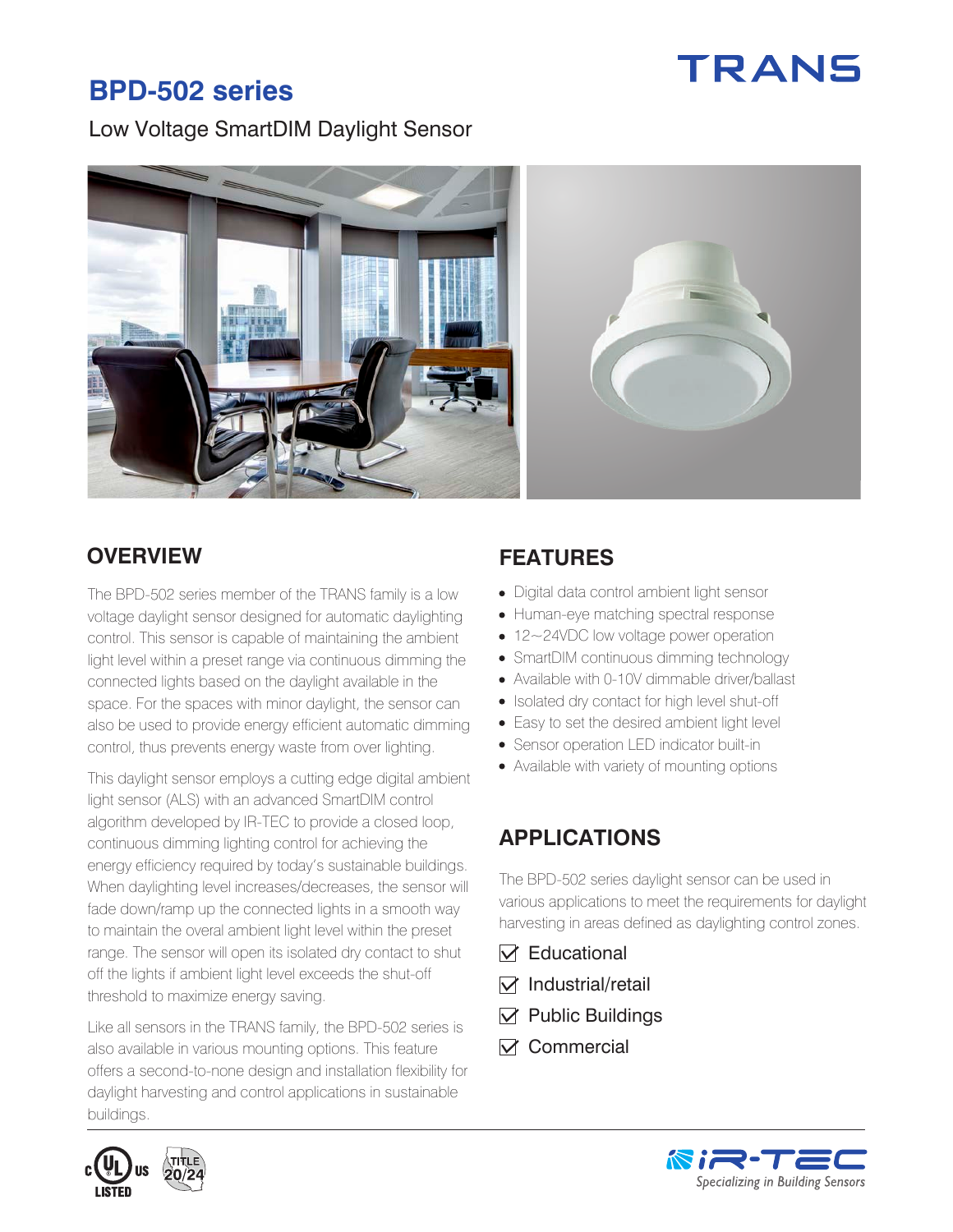# BPD-502 series

Low Voltage SmartDIM Daylight Sensor

## OVERVIEW

The BPD-502 series member of the TRANS family is a low voltage daylight sensor designed for automatic daylighting control. This sensor is capable of maintaining the ambient light level within a preset range via continuous dimming the connected lights based on the daylight available in the space. For the spaces with minor daylight, the sensor can also be used to provide energy efficient automatic dimming control, thus prevents energy waste from over lighting.

This daylight sensor employs a cutting edge digital ambient light sensor (ALS) with an advanced SmartDIM control algorithm developed by IR-TEC to provide a closed loop, continuous dimming lighting control for achieving the energy efficiency required by today's sustainable buildings. When daylighting level increases/decreases, the sensor will fade down/ramp up the connected lights in a smooth way to maintain the overal ambient light level within the preset range. The sensor will open its isolated dry contact to shut off the lights if ambient light level exceeds the shut-off threshold to maximize energy saving.

Like all sensors in the TRANS family, the BPD-502 series is also available in various mounting options. This feature offers a second-to-none design and installation flexibility for daylight harvesting and control applications in sustainable buildings.

## FEATURES

- Digital data control ambient light sensor
- Human-eye matching spectral response
- 12~24VDC low voltage power operation
- SmartDIM continuous dimming technology
- Available with 0-10V dimmable driver/ballast
- Isolated dry contact for high level shut-off
- Easy to set the desired ambient light level
- Sensor operation LED indicator built-in
- Available with variety of mounting options

## APPLICATIONS

The BPD-502 series daylight sensor can be used in various applications to meet the requirements for daylight harvesting in areas defined as daylighting control zones.

- ☑ Educational
- ☑ Industrial/retail
- ☑ Public Buildings
- ☑ Commercial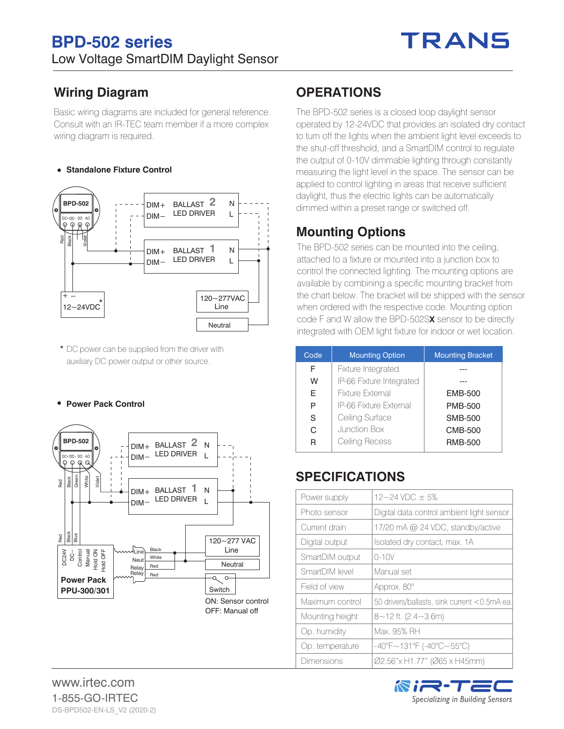# BPD-502 series

Low Voltage SmartDIM Daylight Sensor

## Wiring Diagram

Basic wiring diagrams are included for general reference. Consult with an IR-TEC team member if a more complex wiring diagram is required.

- **Standalone Fixture Control**

BPD-502
DC+ DC- DO AO
Red Black Violet
DIM+ DIM– BALLAST 2 LED DRIVER N L
DIM+ DIM– BALLAST 1 LED DRIVER N L
+ – 12~24VDC *
120~277VAC Line
Neutral

\* DC power can be supplied from the driver with auxiliary DC power output or other source.

- **Power Pack Control**

BPD-502
DC+ DC- DO AO
Red Black Green White Violet
DIM+ DIM– BALLAST 2 LED DRIVER N L
DIM+ DIM– BALLAST 1 LED DRIVER N L
Red Black Blue
DC24V DC– Control Manual Hold ON Hold OFF
Line Neut Relay Relay
Black White Red Red
Power Pack PPU-300/301
120~277 VAC Line
Neutral
Switch
ON: Sensor control
OFF: Manual off

## OPERATIONS

The BPD-502 series is a closed loop daylight sensor operated by 12-24VDC that provides an isolated dry contact to turn off the lights when the ambient light level exceeds to the shut-off threshold, and a SmartDIM control to regulate the output of 0-10V dimmable lighting through constantly measuring the light level in the space. The sensor can be applied to control lighting in areas that receive sufficient daylight, thus the electric lights can be automatically dimmed within a preset range or switched off.

## Mounting Options

The BPD-502 series can be mounted into the ceiling, attached to a fixture or mounted into a junction box to control the connected lighting. The mounting options are available by combining a specific mounting bracket from the chart below. The bracket will be shipped with the sensor when ordered with the respective code. Mounting option code F and W allow the BPD-502S**X** sensor to be directly integrated with OEM light fixture for indoor or wet location.

| Code | Mounting Option | Mounting Bracket |
|---|---|---|
| F | Fixture Integrated | --- |
| W | IP-66 Fixture Integrated | --- |
| E | Fixture External | EMB-500 |
| P | IP-66 Fixture External | PMB-500 |
| S | Ceiling Surface | SMB-500 |
| C | Junction Box | CMB-500 |
| R | Ceiling Recess | RMB-500 |

## SPECIFICATIONS

| | |
|---|---|
| Power supply | 12~24 VDC ± 5% |
| Photo sensor | Digital data control ambient light sensor |
| Current drain | 17/20 mA @ 24 VDC, standby/active |
| Digital output | Isolated dry contact, max. 1A |
| SmartDIM output | 0-10V |
| SmartDIM level | Manual set |
| Field of view | Approx. 80° |
| Maximum control | 50 drivers/ballasts, sink current <0.5mA ea. |
| Mounting height | 8~12 ft. (2.4~3.6m) |
| Op. humidity | Max. 95% RH |
| Op. temperature | -40°F~131°F (-40°C~55°C) |
| Dimensions | Ø2.56"x H1.77" (Ø65 x H45mm) |

www.irtec.com
1-855-GO-IRTEC
DS-BPD502-EN-LS_V2 (2020-2)

Specializing in Building Sensors